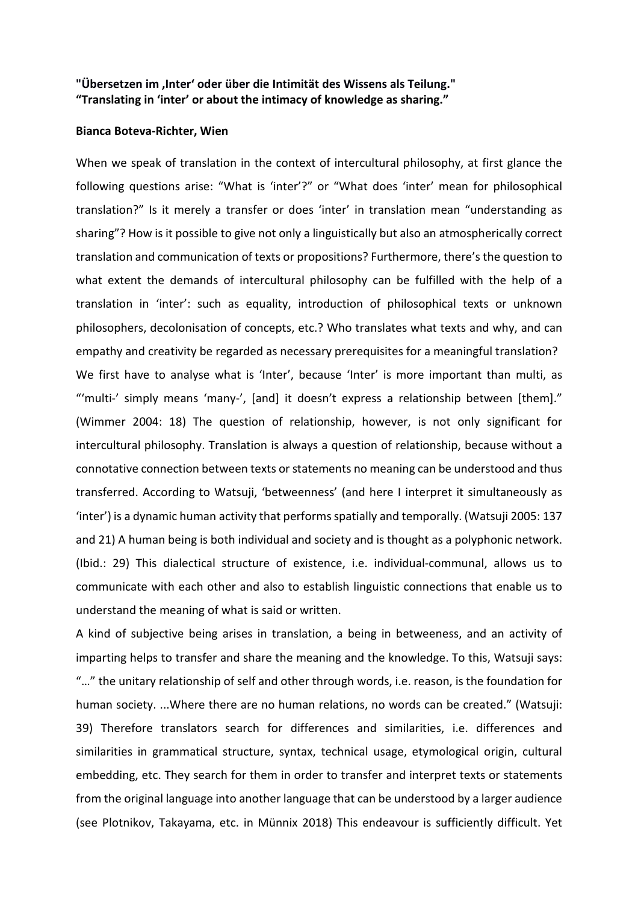**"Übersetzen im ‚Inter' oder über die Intimität des Wissens als Teilung."**
**"Translating in 'inter' or about the intimacy of knowledge as sharing."**

**Bianca Boteva-Richter, Wien**

When we speak of translation in the context of intercultural philosophy, at first glance the following questions arise: "What is 'inter'?" or "What does 'inter' mean for philosophical translation?" Is it merely a transfer or does 'inter' in translation mean "understanding as sharing"? How is it possible to give not only a linguistically but also an atmospherically correct translation and communication of texts or propositions? Furthermore, there's the question to what extent the demands of intercultural philosophy can be fulfilled with the help of a translation in 'inter': such as equality, introduction of philosophical texts or unknown philosophers, decolonisation of concepts, etc.? Who translates what texts and why, and can empathy and creativity be regarded as necessary prerequisites for a meaningful translation?

We first have to analyse what is 'Inter', because 'Inter' is more important than multi, as "'multi-' simply means 'many-', [and] it doesn't express a relationship between [them]." (Wimmer 2004: 18) The question of relationship, however, is not only significant for intercultural philosophy. Translation is always a question of relationship, because without a connotative connection between texts or statements no meaning can be understood and thus transferred. According to Watsuji, 'betweenness' (and here I interpret it simultaneously as 'inter') is a dynamic human activity that performs spatially and temporally. (Watsuji 2005: 137 and 21) A human being is both individual and society and is thought as a polyphonic network. (Ibid.: 29) This dialectical structure of existence, i.e. individual-communal, allows us to communicate with each other and also to establish linguistic connections that enable us to understand the meaning of what is said or written.

A kind of subjective being arises in translation, a being in betweeness, and an activity of imparting helps to transfer and share the meaning and the knowledge. To this, Watsuji says: "…" the unitary relationship of self and other through words, i.e. reason, is the foundation for human society. ...Where there are no human relations, no words can be created." (Watsuji: 39) Therefore translators search for differences and similarities, i.e. differences and similarities in grammatical structure, syntax, technical usage, etymological origin, cultural embedding, etc. They search for them in order to transfer and interpret texts or statements from the original language into another language that can be understood by a larger audience (see Plotnikov, Takayama, etc. in Münnix 2018) This endeavour is sufficiently difficult. Yet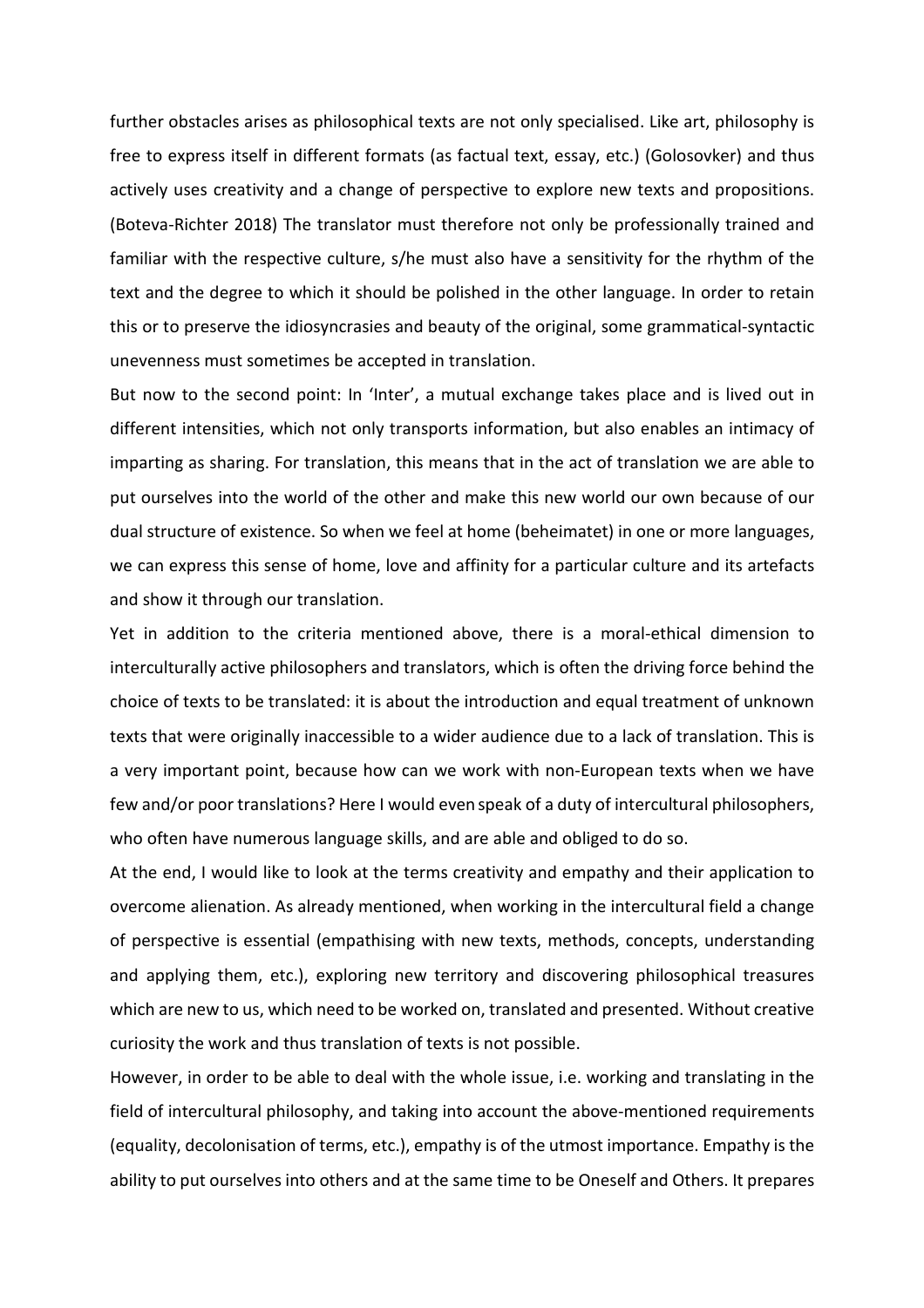further obstacles arises as philosophical texts are not only specialised. Like art, philosophy is free to express itself in different formats (as factual text, essay, etc.) (Golosovker) and thus actively uses creativity and a change of perspective to explore new texts and propositions. (Boteva-Richter 2018) The translator must therefore not only be professionally trained and familiar with the respective culture, s/he must also have a sensitivity for the rhythm of the text and the degree to which it should be polished in the other language. In order to retain this or to preserve the idiosyncrasies and beauty of the original, some grammatical-syntactic unevenness must sometimes be accepted in translation.

But now to the second point: In 'Inter', a mutual exchange takes place and is lived out in different intensities, which not only transports information, but also enables an intimacy of imparting as sharing. For translation, this means that in the act of translation we are able to put ourselves into the world of the other and make this new world our own because of our dual structure of existence. So when we feel at home (beheimatet) in one or more languages, we can express this sense of home, love and affinity for a particular culture and its artefacts and show it through our translation.

Yet in addition to the criteria mentioned above, there is a moral-ethical dimension to interculturally active philosophers and translators, which is often the driving force behind the choice of texts to be translated: it is about the introduction and equal treatment of unknown texts that were originally inaccessible to a wider audience due to a lack of translation. This is a very important point, because how can we work with non-European texts when we have few and/or poor translations? Here I would even speak of a duty of intercultural philosophers, who often have numerous language skills, and are able and obliged to do so.

At the end, I would like to look at the terms creativity and empathy and their application to overcome alienation. As already mentioned, when working in the intercultural field a change of perspective is essential (empathising with new texts, methods, concepts, understanding and applying them, etc.), exploring new territory and discovering philosophical treasures which are new to us, which need to be worked on, translated and presented. Without creative curiosity the work and thus translation of texts is not possible.

However, in order to be able to deal with the whole issue, i.e. working and translating in the field of intercultural philosophy, and taking into account the above-mentioned requirements (equality, decolonisation of terms, etc.), empathy is of the utmost importance. Empathy is the ability to put ourselves into others and at the same time to be Oneself and Others. It prepares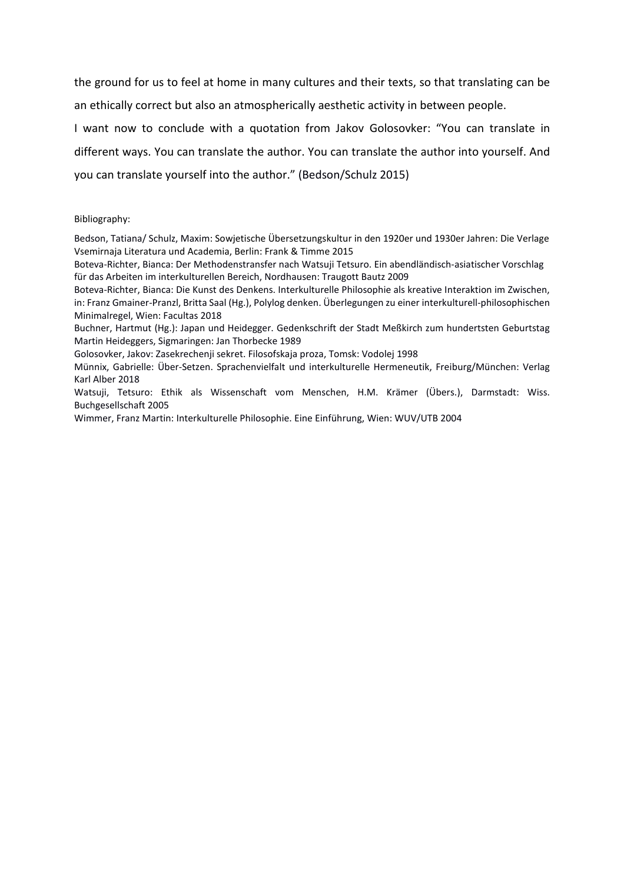the ground for us to feel at home in many cultures and their texts, so that translating can be an ethically correct but also an atmospherically aesthetic activity in between people.

I want now to conclude with a quotation from Jakov Golosovker: "You can translate in different ways. You can translate the author. You can translate the author into yourself. And you can translate yourself into the author." (Bedson/Schulz 2015)

Bibliography:

Bedson, Tatiana/ Schulz, Maxim: Sowjetische Übersetzungskultur in den 1920er und 1930er Jahren: Die Verlage Vsemirnaja Literatura und Academia, Berlin: Frank & Timme 2015

Boteva-Richter, Bianca: Der Methodenstransfer nach Watsuji Tetsuro. Ein abendländisch-asiatischer Vorschlag für das Arbeiten im interkulturellen Bereich, Nordhausen: Traugott Bautz 2009

Boteva-Richter, Bianca: Die Kunst des Denkens. Interkulturelle Philosophie als kreative Interaktion im Zwischen, in: Franz Gmainer-Pranzl, Britta Saal (Hg.), Polylog denken. Überlegungen zu einer interkulturell-philosophischen Minimalregel, Wien: Facultas 2018

Buchner, Hartmut (Hg.): Japan und Heidegger. Gedenkschrift der Stadt Meßkirch zum hundertsten Geburtstag Martin Heideggers, Sigmaringen: Jan Thorbecke 1989

Golosovker, Jakov: Zasekrechenji sekret. Filosofskaja proza, Tomsk: Vodolej 1998

Münnix, Gabrielle: Über-Setzen. Sprachenvielfalt und interkulturelle Hermeneutik, Freiburg/München: Verlag Karl Alber 2018

Watsuji, Tetsuro: Ethik als Wissenschaft vom Menschen, H.M. Krämer (Übers.), Darmstadt: Wiss. Buchgesellschaft 2005

Wimmer, Franz Martin: Interkulturelle Philosophie. Eine Einführung, Wien: WUV/UTB 2004